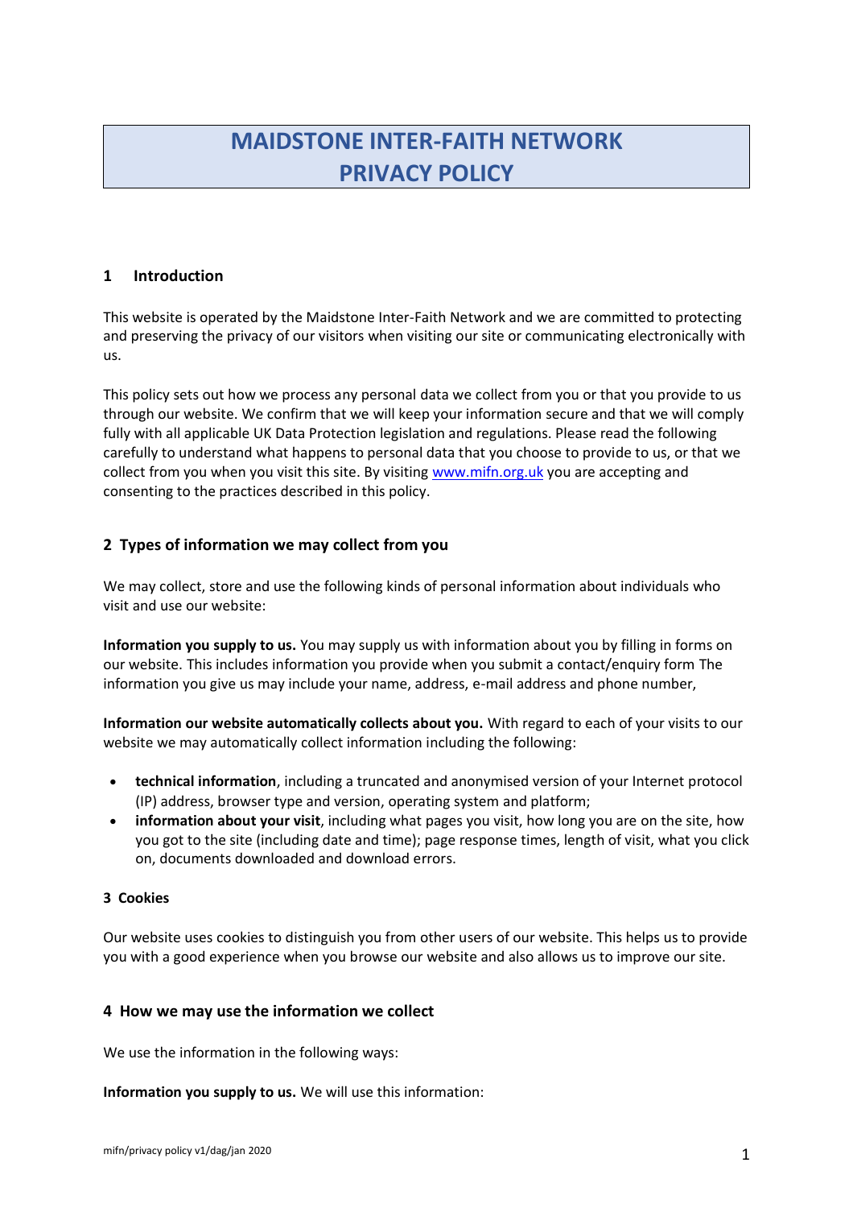# MAIDSTONE INTER-FAITH NETWORK
# PRIVACY POLICY

## 1 Introduction

This website is operated by the Maidstone Inter-Faith Network and we are committed to protecting and preserving the privacy of our visitors when visiting our site or communicating electronically with us.

This policy sets out how we process any personal data we collect from you or that you provide to us through our website. We confirm that we will keep your information secure and that we will comply fully with all applicable UK Data Protection legislation and regulations. Please read the following carefully to understand what happens to personal data that you choose to provide to us, or that we collect from you when you visit this site. By visiting [www.mifn.org.uk](http://www.mifn.org.uk) you are accepting and consenting to the practices described in this policy.

## 2 Types of information we may collect from you

We may collect, store and use the following kinds of personal information about individuals who visit and use our website:

**Information you supply to us.** You may supply us with information about you by filling in forms on our website. This includes information you provide when you submit a contact/enquiry form The information you give us may include your name, address, e-mail address and phone number,

**Information our website automatically collects about you.** With regard to each of your visits to our website we may automatically collect information including the following:

- **technical information**, including a truncated and anonymised version of your Internet protocol (IP) address, browser type and version, operating system and platform;
- **information about your visit**, including what pages you visit, how long you are on the site, how you got to the site (including date and time); page response times, length of visit, what you click on, documents downloaded and download errors.

### 3 Cookies

Our website uses cookies to distinguish you from other users of our website. This helps us to provide you with a good experience when you browse our website and also allows us to improve our site.

## 4 How we may use the information we collect

We use the information in the following ways:

**Information you supply to us.** We will use this information: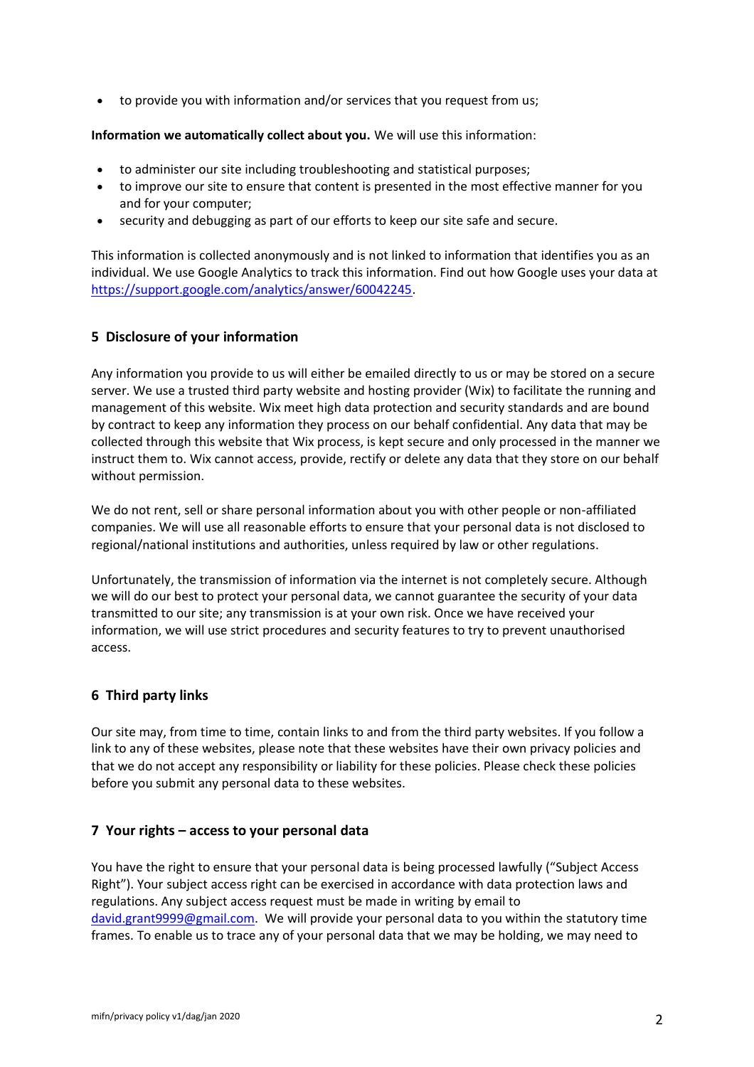- to provide you with information and/or services that you request from us;

**Information we automatically collect about you.** We will use this information:

- to administer our site including troubleshooting and statistical purposes;
- to improve our site to ensure that content is presented in the most effective manner for you and for your computer;
- security and debugging as part of our efforts to keep our site safe and secure.

This information is collected anonymously and is not linked to information that identifies you as an individual. We use Google Analytics to track this information. Find out how Google uses your data at [https://support.google.com/analytics/answer/60042245](https://support.google.com/analytics/answer/60042245).

## 5 Disclosure of your information

Any information you provide to us will either be emailed directly to us or may be stored on a secure server. We use a trusted third party website and hosting provider (Wix) to facilitate the running and management of this website. Wix meet high data protection and security standards and are bound by contract to keep any information they process on our behalf confidential. Any data that may be collected through this website that Wix process, is kept secure and only processed in the manner we instruct them to. Wix cannot access, provide, rectify or delete any data that they store on our behalf without permission.

We do not rent, sell or share personal information about you with other people or non-affiliated companies. We will use all reasonable efforts to ensure that your personal data is not disclosed to regional/national institutions and authorities, unless required by law or other regulations.

Unfortunately, the transmission of information via the internet is not completely secure. Although we will do our best to protect your personal data, we cannot guarantee the security of your data transmitted to our site; any transmission is at your own risk. Once we have received your information, we will use strict procedures and security features to try to prevent unauthorised access.

## 6 Third party links

Our site may, from time to time, contain links to and from the third party websites. If you follow a link to any of these websites, please note that these websites have their own privacy policies and that we do not accept any responsibility or liability for these policies. Please check these policies before you submit any personal data to these websites.

## 7 Your rights – access to your personal data

You have the right to ensure that your personal data is being processed lawfully ("Subject Access Right"). Your subject access right can be exercised in accordance with data protection laws and regulations. Any subject access request must be made in writing by email to [david.grant9999@gmail.com](mailto:david.grant9999@gmail.com). We will provide your personal data to you within the statutory time frames. To enable us to trace any of your personal data that we may be holding, we may need to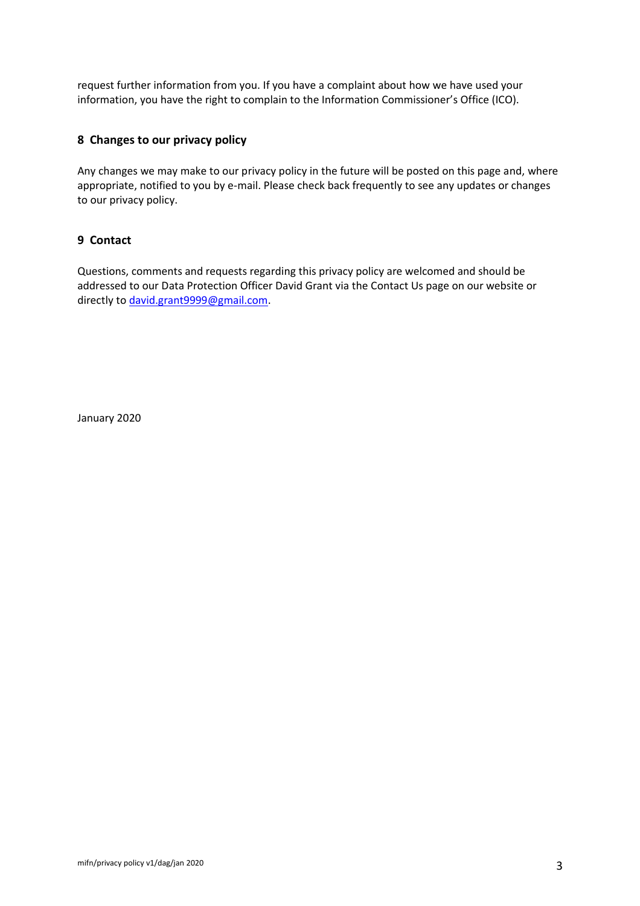request further information from you. If you have a complaint about how we have used your information, you have the right to complain to the Information Commissioner's Office (ICO).

## 8 Changes to our privacy policy

Any changes we may make to our privacy policy in the future will be posted on this page and, where appropriate, notified to you by e-mail. Please check back frequently to see any updates or changes to our privacy policy.

## 9 Contact

Questions, comments and requests regarding this privacy policy are welcomed and should be addressed to our Data Protection Officer David Grant via the Contact Us page on our website or directly to david.grant9999@gmail.com.

January 2020